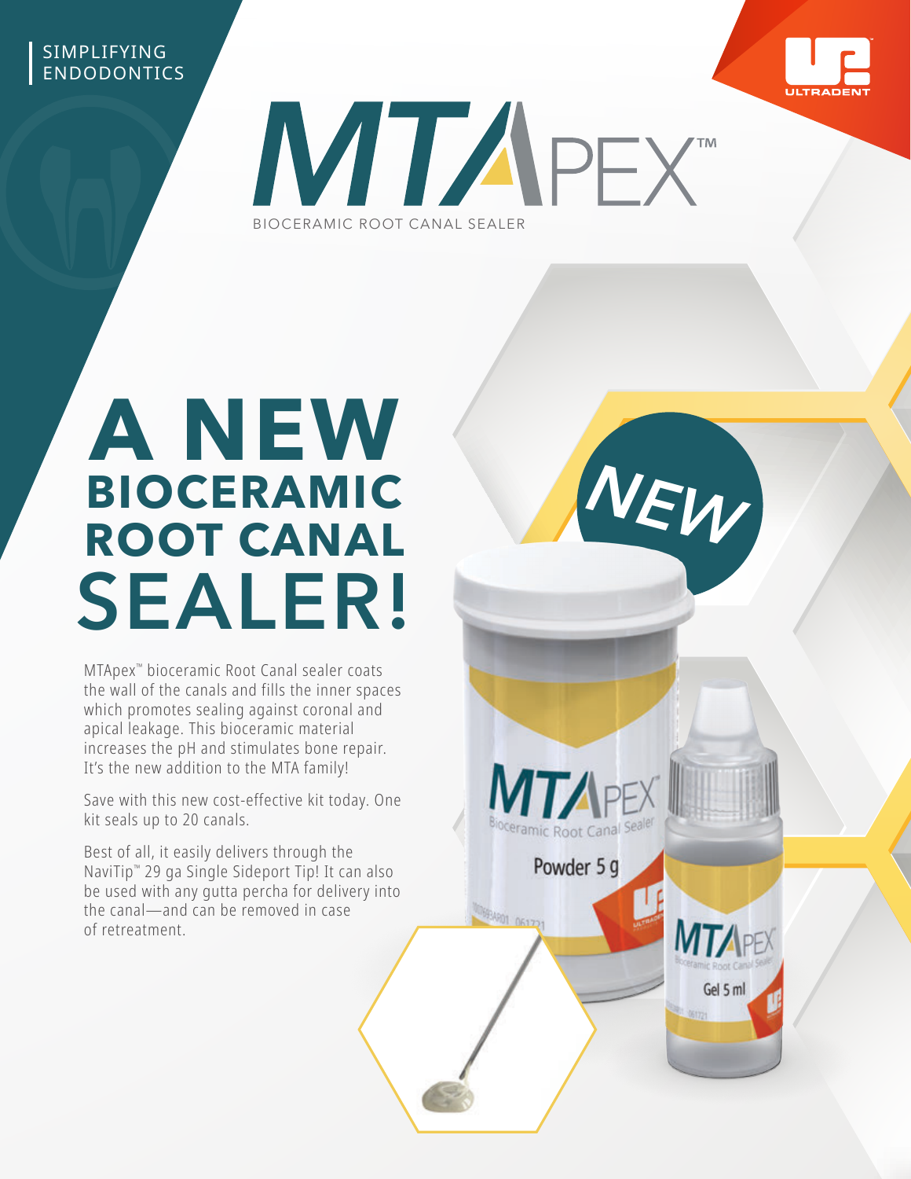SIMPLIFYING ENDODONTICS

# MTAPEX™

BIOCERAMIC ROOT CANAL SEALER

# A NEW BIOCERAMIC ROOT CANAL SEALER!

MTApex™ bioceramic Root Canal sealer coats the wall of the canals and fills the inner spaces which promotes sealing against coronal and apical leakage. This bioceramic material increases the pH and stimulates bone repair. It's the new addition to the MTA family!

Save with this new cost-effective kit today. One kit seals up to 20 canals.

Best of all, it easily delivers through the NaviTip™ 29 ga Single Sideport Tip! It can also be used with any gutta percha for delivery into the canal—and can be removed in case of retreatment.

NEW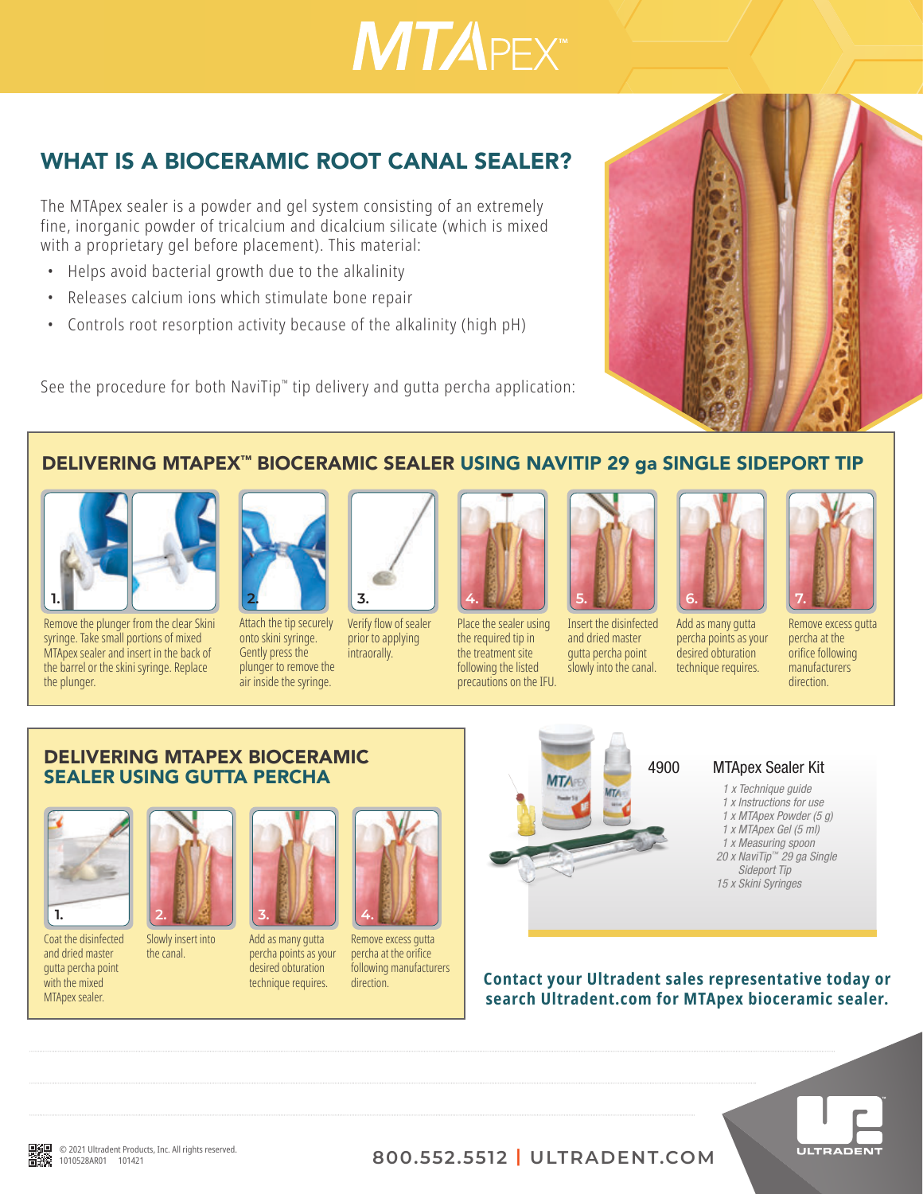# MTApex™

## WHAT IS A BIOCERAMIC ROOT CANAL SEALER?

The MTApex sealer is a powder and gel system consisting of an extremely fine, inorganic powder of tricalcium and dicalcium silicate (which is mixed with a proprietary gel before placement). This material:

- Helps avoid bacterial growth due to the alkalinity
- Releases calcium ions which stimulate bone repair
- Controls root resorption activity because of the alkalinity (high pH)

See the procedure for both NaviTip™ tip delivery and gutta percha application:

## DELIVERING MTAPEX™ BIOCERAMIC SEALER USING NAVITIP 29 ga SINGLE SIDEPORT TIP

1. Remove the plunger from the clear Skini syringe. Take small portions of mixed MTApex sealer and insert in the back of the barrel or the skini syringe. Replace the plunger.
2. Attach the tip securely onto skini syringe. Gently press the plunger to remove the air inside the syringe.
3. Verify flow of sealer prior to applying intraorally.
4. Place the sealer using the required tip in the treatment site following the listed precautions on the IFU.
5. Insert the disinfected and dried master gutta percha point slowly into the canal.
6. Add as many gutta percha points as your desired obturation technique requires.
7. Remove excess gutta percha at the orifice following manufacturers direction.

## DELIVERING MTAPEX BIOCERAMIC SEALER USING GUTTA PERCHA

1. Coat the disinfected and dried master gutta percha point with the mixed MTApex sealer.
2. Slowly insert into the canal.
3. Add as many gutta percha points as your desired obturation technique requires.
4. Remove excess gutta percha at the orifice following manufacturers direction.

**4900** MTApex Sealer Kit

*1 x Technique guide*
*1 x Instructions for use*
*1 x MTApex Powder (5 g)*
*1 x MTApex Gel (5 ml)*
*1 x Measuring spoon*
*20 x NaviTip™ 29 ga Single Sideport Tip*
*15 x Skini Syringes*

**Contact your Ultradent sales representative today or search Ultradent.com for MTApex bioceramic sealer.**

© 2021 Ultradent Products, Inc. All rights reserved.
1010528AR01 101421

800.552.5512 | ULTRADENT.COM